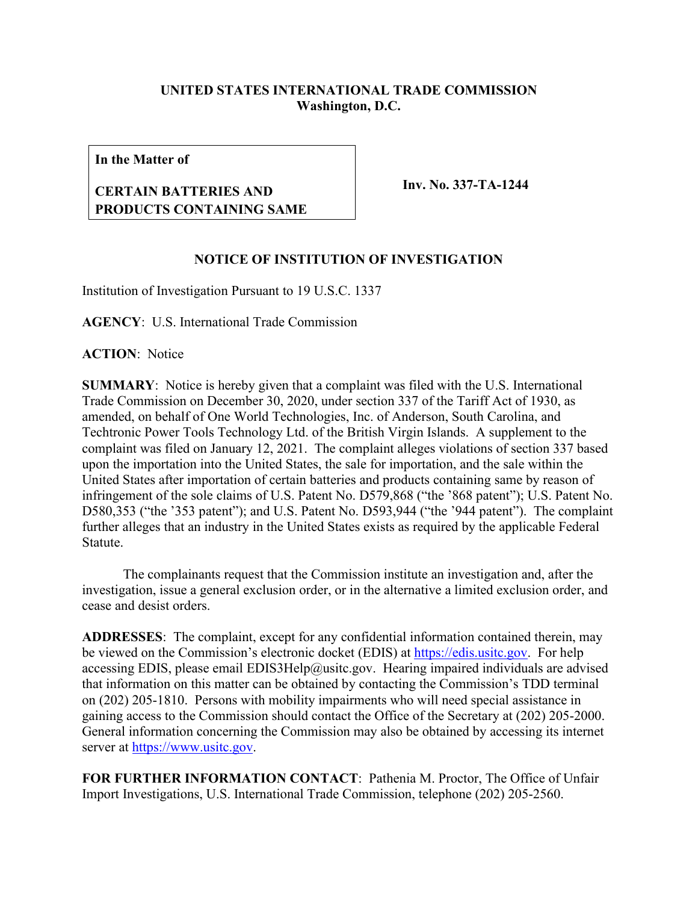**UNITED STATES INTERNATIONAL TRADE COMMISSION**
**Washington, D.C.**

| **In the Matter of** **CERTAIN BATTERIES AND PRODUCTS CONTAINING SAME** | **Inv. No. 337-TA-1244** |
|---|---|

**NOTICE OF INSTITUTION OF INVESTIGATION**

Institution of Investigation Pursuant to 19 U.S.C. 1337

**AGENCY**: U.S. International Trade Commission

**ACTION**: Notice

**SUMMARY**: Notice is hereby given that a complaint was filed with the U.S. International Trade Commission on December 30, 2020, under section 337 of the Tariff Act of 1930, as amended, on behalf of One World Technologies, Inc. of Anderson, South Carolina, and Techtronic Power Tools Technology Ltd. of the British Virgin Islands. A supplement to the complaint was filed on January 12, 2021. The complaint alleges violations of section 337 based upon the importation into the United States, the sale for importation, and the sale within the United States after importation of certain batteries and products containing same by reason of infringement of the sole claims of U.S. Patent No. D579,868 ("the '868 patent"); U.S. Patent No. D580,353 ("the '353 patent"); and U.S. Patent No. D593,944 ("the '944 patent"). The complaint further alleges that an industry in the United States exists as required by the applicable Federal Statute.

The complainants request that the Commission institute an investigation and, after the investigation, issue a general exclusion order, or in the alternative a limited exclusion order, and cease and desist orders.

**ADDRESSES**: The complaint, except for any confidential information contained therein, may be viewed on the Commission's electronic docket (EDIS) at https://edis.usitc.gov. For help accessing EDIS, please email EDIS3Help@usitc.gov. Hearing impaired individuals are advised that information on this matter can be obtained by contacting the Commission's TDD terminal on (202) 205-1810. Persons with mobility impairments who will need special assistance in gaining access to the Commission should contact the Office of the Secretary at (202) 205-2000. General information concerning the Commission may also be obtained by accessing its internet server at https://www.usitc.gov.

**FOR FURTHER INFORMATION CONTACT**: Pathenia M. Proctor, The Office of Unfair Import Investigations, U.S. International Trade Commission, telephone (202) 205-2560.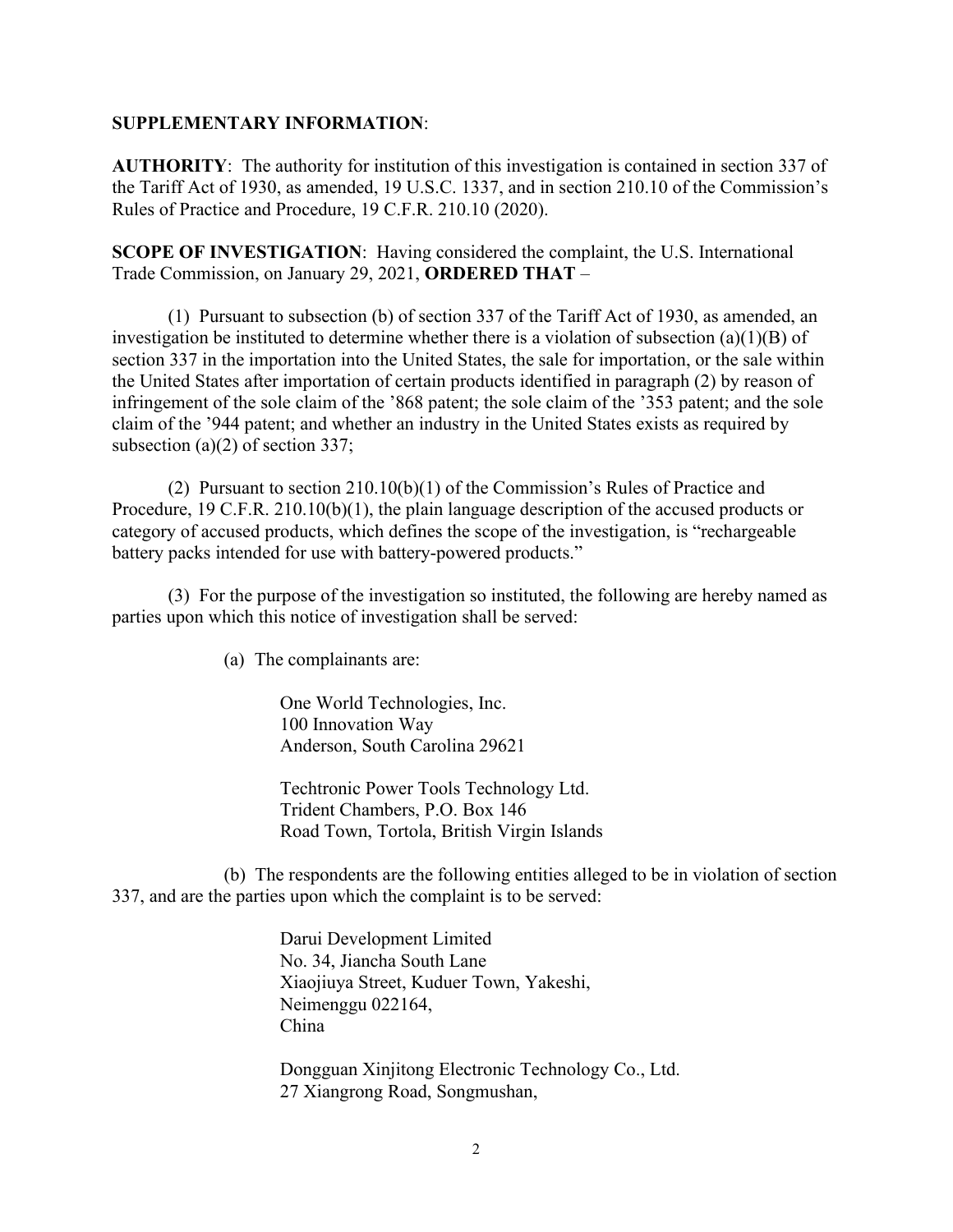**SUPPLEMENTARY INFORMATION**:

**AUTHORITY**: The authority for institution of this investigation is contained in section 337 of the Tariff Act of 1930, as amended, 19 U.S.C. 1337, and in section 210.10 of the Commission's Rules of Practice and Procedure, 19 C.F.R. 210.10 (2020).

**SCOPE OF INVESTIGATION**: Having considered the complaint, the U.S. International Trade Commission, on January 29, 2021, **ORDERED THAT** –

(1) Pursuant to subsection (b) of section 337 of the Tariff Act of 1930, as amended, an investigation be instituted to determine whether there is a violation of subsection (a)(1)(B) of section 337 in the importation into the United States, the sale for importation, or the sale within the United States after importation of certain products identified in paragraph (2) by reason of infringement of the sole claim of the '868 patent; the sole claim of the '353 patent; and the sole claim of the '944 patent; and whether an industry in the United States exists as required by subsection (a)(2) of section 337;

(2) Pursuant to section 210.10(b)(1) of the Commission's Rules of Practice and Procedure, 19 C.F.R. 210.10(b)(1), the plain language description of the accused products or category of accused products, which defines the scope of the investigation, is "rechargeable battery packs intended for use with battery-powered products."

(3) For the purpose of the investigation so instituted, the following are hereby named as parties upon which this notice of investigation shall be served:

(a) The complainants are:

One World Technologies, Inc.
100 Innovation Way
Anderson, South Carolina 29621

Techtronic Power Tools Technology Ltd.
Trident Chambers, P.O. Box 146
Road Town, Tortola, British Virgin Islands

(b) The respondents are the following entities alleged to be in violation of section 337, and are the parties upon which the complaint is to be served:

Darui Development Limited
No. 34, Jiancha South Lane
Xiaojiuya Street, Kuduer Town, Yakeshi,
Neimenggu 022164,
China

Dongguan Xinjitong Electronic Technology Co., Ltd.
27 Xiangrong Road, Songmushan,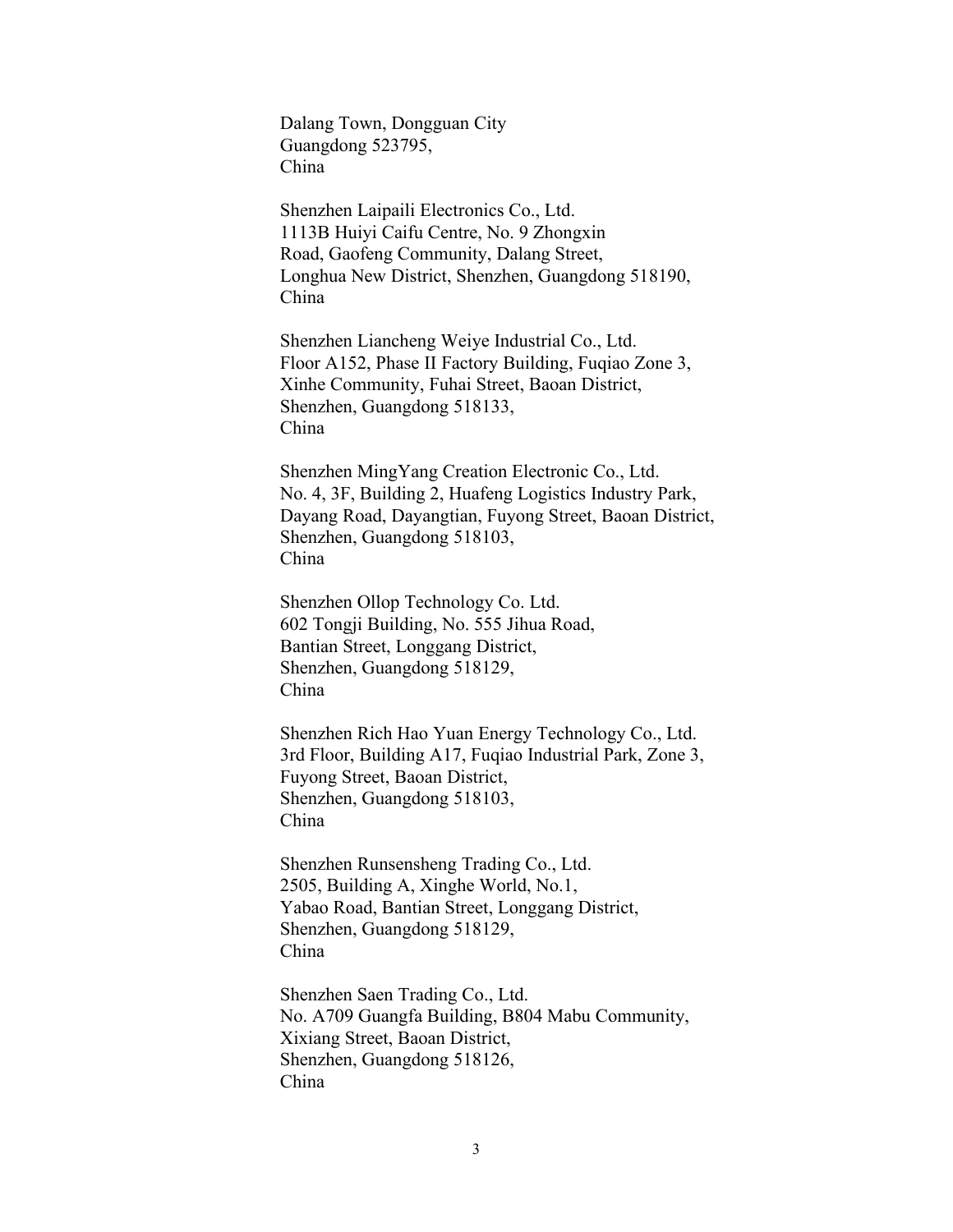Dalang Town, Dongguan City
Guangdong 523795,
China

Shenzhen Laipaili Electronics Co., Ltd.
1113B Huiyi Caifu Centre, No. 9 Zhongxin
Road, Gaofeng Community, Dalang Street,
Longhua New District, Shenzhen, Guangdong 518190,
China

Shenzhen Liancheng Weiye Industrial Co., Ltd.
Floor A152, Phase II Factory Building, Fuqiao Zone 3,
Xinhe Community, Fuhai Street, Baoan District,
Shenzhen, Guangdong 518133,
China

Shenzhen MingYang Creation Electronic Co., Ltd.
No. 4, 3F, Building 2, Huafeng Logistics Industry Park,
Dayang Road, Dayangtian, Fuyong Street, Baoan District,
Shenzhen, Guangdong 518103,
China

Shenzhen Ollop Technology Co. Ltd.
602 Tongji Building, No. 555 Jihua Road,
Bantian Street, Longgang District,
Shenzhen, Guangdong 518129,
China

Shenzhen Rich Hao Yuan Energy Technology Co., Ltd.
3rd Floor, Building A17, Fuqiao Industrial Park, Zone 3,
Fuyong Street, Baoan District,
Shenzhen, Guangdong 518103,
China

Shenzhen Runsensheng Trading Co., Ltd.
2505, Building A, Xinghe World, No.1,
Yabao Road, Bantian Street, Longgang District,
Shenzhen, Guangdong 518129,
China

Shenzhen Saen Trading Co., Ltd.
No. A709 Guangfa Building, B804 Mabu Community,
Xixiang Street, Baoan District,
Shenzhen, Guangdong 518126,
China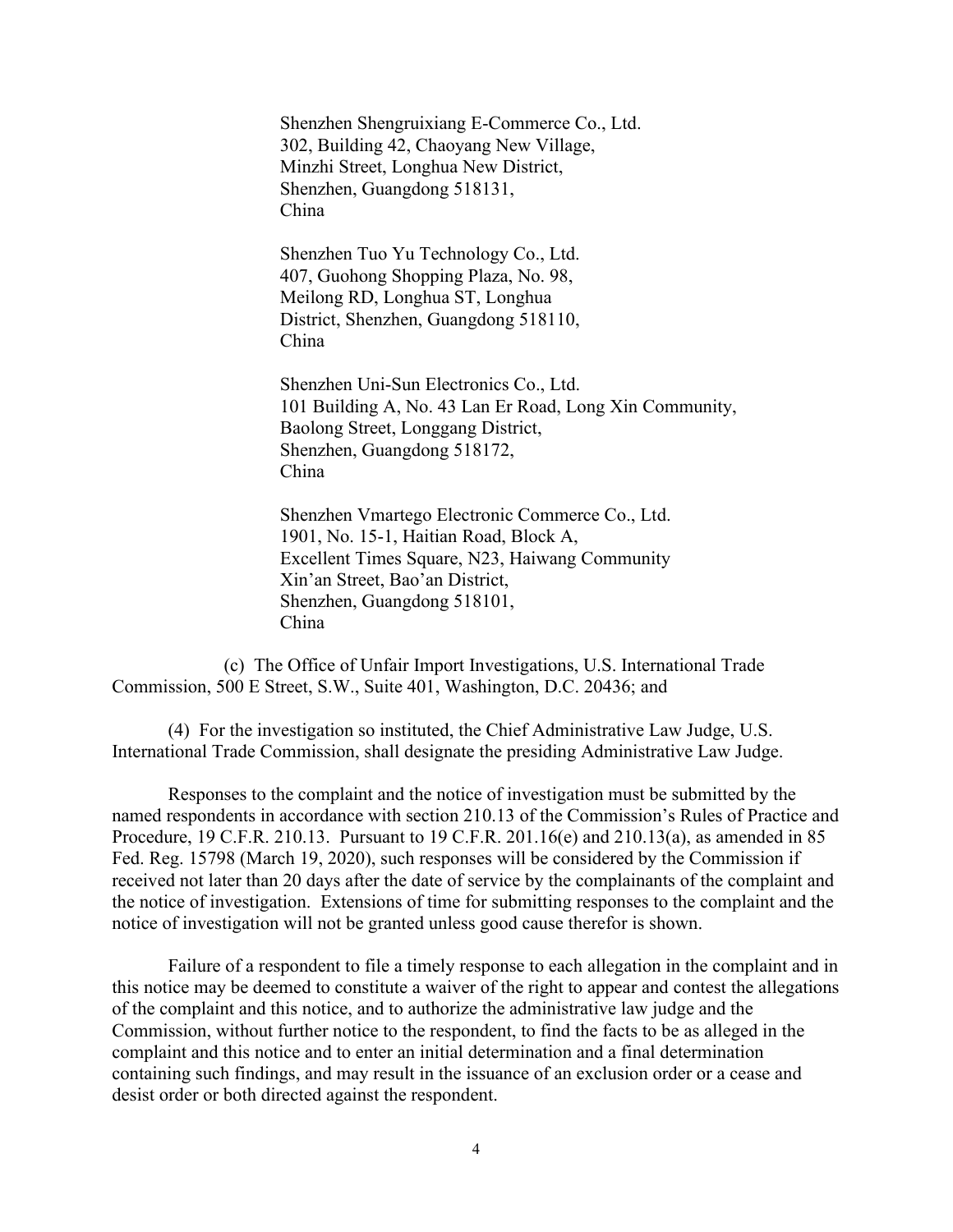Shenzhen Shengruixiang E-Commerce Co., Ltd.
302, Building 42, Chaoyang New Village,
Minzhi Street, Longhua New District,
Shenzhen, Guangdong 518131,
China

Shenzhen Tuo Yu Technology Co., Ltd.
407, Guohong Shopping Plaza, No. 98,
Meilong RD, Longhua ST, Longhua
District, Shenzhen, Guangdong 518110,
China

Shenzhen Uni-Sun Electronics Co., Ltd.
101 Building A, No. 43 Lan Er Road, Long Xin Community,
Baolong Street, Longgang District,
Shenzhen, Guangdong 518172,
China

Shenzhen Vmartego Electronic Commerce Co., Ltd.
1901, No. 15-1, Haitian Road, Block A,
Excellent Times Square, N23, Haiwang Community
Xin'an Street, Bao'an District,
Shenzhen, Guangdong 518101,
China

(c) The Office of Unfair Import Investigations, U.S. International Trade Commission, 500 E Street, S.W., Suite 401, Washington, D.C. 20436; and

(4) For the investigation so instituted, the Chief Administrative Law Judge, U.S. International Trade Commission, shall designate the presiding Administrative Law Judge.

Responses to the complaint and the notice of investigation must be submitted by the named respondents in accordance with section 210.13 of the Commission's Rules of Practice and Procedure, 19 C.F.R. 210.13. Pursuant to 19 C.F.R. 201.16(e) and 210.13(a), as amended in 85 Fed. Reg. 15798 (March 19, 2020), such responses will be considered by the Commission if received not later than 20 days after the date of service by the complainants of the complaint and the notice of investigation. Extensions of time for submitting responses to the complaint and the notice of investigation will not be granted unless good cause therefor is shown.

Failure of a respondent to file a timely response to each allegation in the complaint and in this notice may be deemed to constitute a waiver of the right to appear and contest the allegations of the complaint and this notice, and to authorize the administrative law judge and the Commission, without further notice to the respondent, to find the facts to be as alleged in the complaint and this notice and to enter an initial determination and a final determination containing such findings, and may result in the issuance of an exclusion order or a cease and desist order or both directed against the respondent.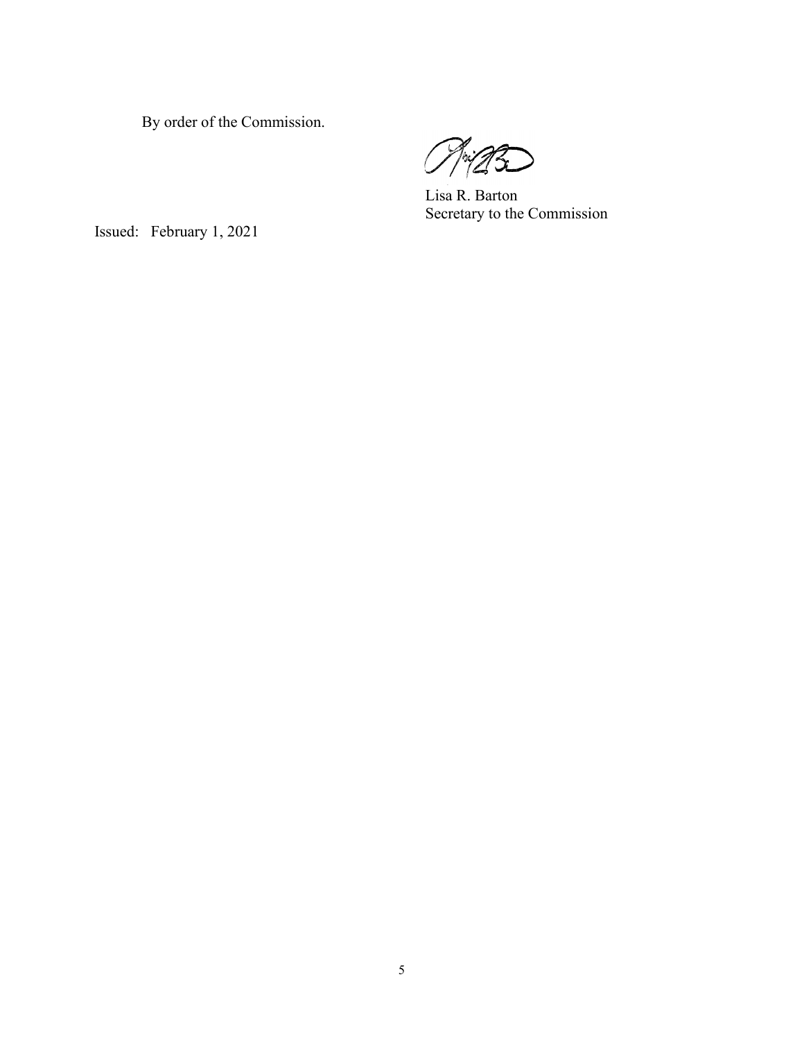By order of the Commission.

Lisa R. Barton
Secretary to the Commission

Issued: February 1, 2021